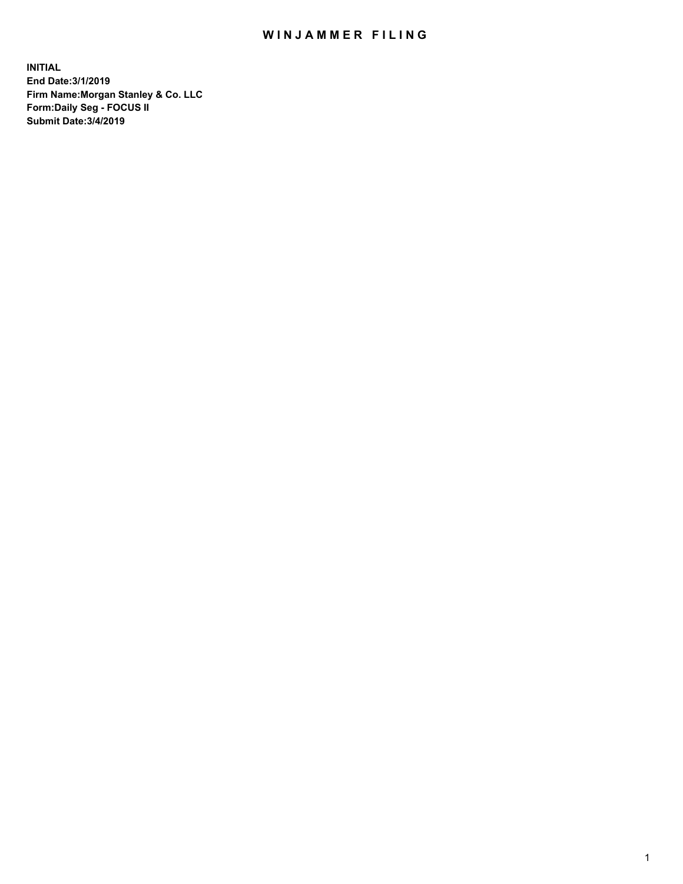# WINJAMMER FILING

**INITIAL**
**End Date:3/1/2019**
**Firm Name:Morgan Stanley & Co. LLC**
**Form:Daily Seg - FOCUS II**
**Submit Date:3/4/2019**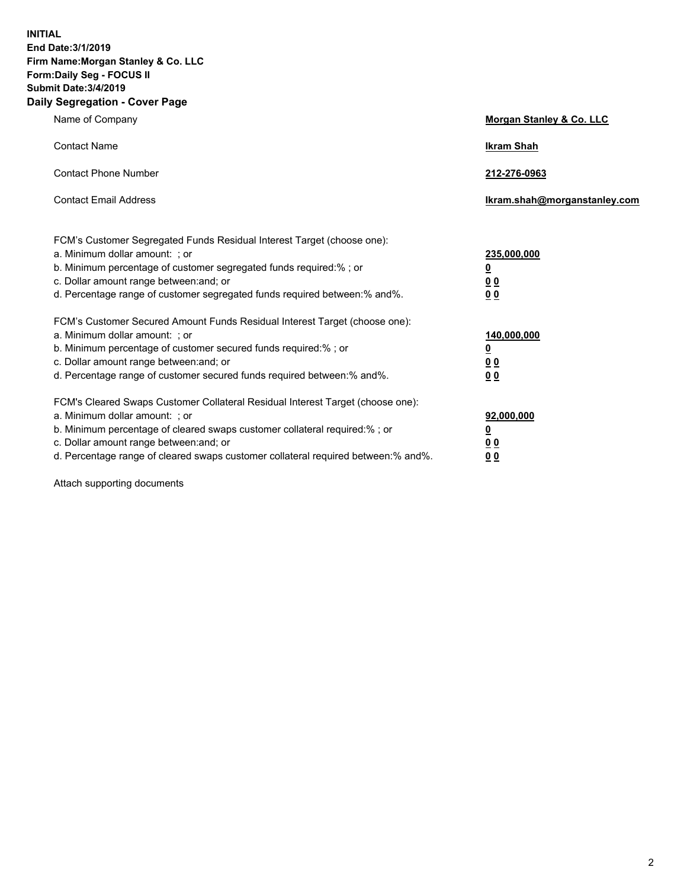**INITIAL**
**End Date:3/1/2019**
**Firm Name:Morgan Stanley & Co. LLC**
**Form:Daily Seg - FOCUS II**
**Submit Date:3/4/2019**
**Daily Segregation - Cover Page**

| | |
|---|---|
| Name of Company | **Morgan Stanley & Co. LLC** |
| Contact Name | **Ikram Shah** |
| Contact Phone Number | **212-276-0963** |
| Contact Email Address | **Ikram.shah@morganstanley.com** |

| | |
|---|---|
| FCM's Customer Segregated Funds Residual Interest Target (choose one): | |
| a. Minimum dollar amount: ; or | **235,000,000** |
| b. Minimum percentage of customer segregated funds required:% ; or | **0** |
| c. Dollar amount range between:and; or | **0 0** |
| d. Percentage range of customer segregated funds required between:% and%. | **0 0** |
| FCM's Customer Secured Amount Funds Residual Interest Target (choose one): | |
| a. Minimum dollar amount: ; or | **140,000,000** |
| b. Minimum percentage of customer secured funds required:% ; or | **0** |
| c. Dollar amount range between:and; or | **0 0** |
| d. Percentage range of customer secured funds required between:% and%. | **0 0** |
| FCM's Cleared Swaps Customer Collateral Residual Interest Target (choose one): | |
| a. Minimum dollar amount: ; or | **92,000,000** |
| b. Minimum percentage of cleared swaps customer collateral required:% ; or | **0** |
| c. Dollar amount range between:and; or | **0 0** |
| d. Percentage range of cleared swaps customer collateral required between:% and%. | **0 0** |

Attach supporting documents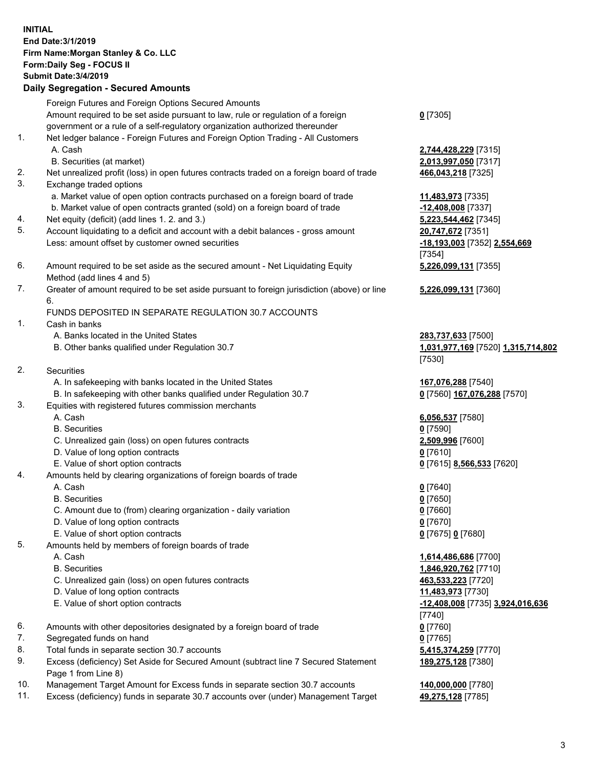**INITIAL**
**End Date:3/1/2019**
**Firm Name:Morgan Stanley & Co. LLC**
**Form:Daily Seg - FOCUS II**
**Submit Date:3/4/2019**

## Daily Segregation - Secured Amounts

| | | |
|---|---|---|
| | Foreign Futures and Foreign Options Secured Amounts | |
| | Amount required to be set aside pursuant to law, rule or regulation of a foreign government or a rule of a self-regulatory organization authorized thereunder | **0** [7305] |
| 1. | Net ledger balance - Foreign Futures and Foreign Option Trading - All Customers | |
| | A. Cash | **2,744,428,229** [7315] |
| | B. Securities (at market) | **2,013,997,050** [7317] |
| 2. | Net unrealized profit (loss) in open futures contracts traded on a foreign board of trade | **466,043,218** [7325] |
| 3. | Exchange traded options | |
| | a. Market value of open option contracts purchased on a foreign board of trade | **11,483,973** [7335] |
| | b. Market value of open contracts granted (sold) on a foreign board of trade | **-12,408,008** [7337] |
| 4. | Net equity (deficit) (add lines 1. 2. and 3.) | **5,223,544,462** [7345] |
| 5. | Account liquidating to a deficit and account with a debit balances - gross amount | **20,747,672** [7351] |
| | Less: amount offset by customer owned securities | **-18,193,003** [7352] **2,554,669** [7354] |
| 6. | Amount required to be set aside as the secured amount - Net Liquidating Equity Method (add lines 4 and 5) | **5,226,099,131** [7355] |
| 7. | Greater of amount required to be set aside pursuant to foreign jurisdiction (above) or line 6. | **5,226,099,131** [7360] |
| | FUNDS DEPOSITED IN SEPARATE REGULATION 30.7 ACCOUNTS | |
| 1. | Cash in banks | |
| | A. Banks located in the United States | **283,737,633** [7500] |
| | B. Other banks qualified under Regulation 30.7 | **1,031,977,169** [7520] **1,315,714,802** [7530] |
| 2. | Securities | |
| | A. In safekeeping with banks located in the United States | **167,076,288** [7540] |
| | B. In safekeeping with other banks qualified under Regulation 30.7 | **0** [7560] **167,076,288** [7570] |
| 3. | Equities with registered futures commission merchants | |
| | A. Cash | **6,056,537** [7580] |
| | B. Securities | **0** [7590] |
| | C. Unrealized gain (loss) on open futures contracts | **2,509,996** [7600] |
| | D. Value of long option contracts | **0** [7610] |
| | E. Value of short option contracts | **0** [7615] **8,566,533** [7620] |
| 4. | Amounts held by clearing organizations of foreign boards of trade | |
| | A. Cash | **0** [7640] |
| | B. Securities | **0** [7650] |
| | C. Amount due to (from) clearing organization - daily variation | **0** [7660] |
| | D. Value of long option contracts | **0** [7670] |
| | E. Value of short option contracts | **0** [7675] **0** [7680] |
| 5. | Amounts held by members of foreign boards of trade | |
| | A. Cash | **1,614,486,686** [7700] |
| | B. Securities | **1,846,920,762** [7710] |
| | C. Unrealized gain (loss) on open futures contracts | **463,533,223** [7720] |
| | D. Value of long option contracts | **11,483,973** [7730] |
| | E. Value of short option contracts | **-12,408,008** [7735] **3,924,016,636** [7740] |
| 6. | Amounts with other depositories designated by a foreign board of trade | **0** [7760] |
| 7. | Segregated funds on hand | **0** [7765] |
| 8. | Total funds in separate section 30.7 accounts | **5,415,374,259** [7770] |
| 9. | Excess (deficiency) Set Aside for Secured Amount (subtract line 7 Secured Statement Page 1 from Line 8) | **189,275,128** [7380] |
| 10. | Management Target Amount for Excess funds in separate section 30.7 accounts | **140,000,000** [7780] |
| 11. | Excess (deficiency) funds in separate 30.7 accounts over (under) Management Target | **49,275,128** [7785] |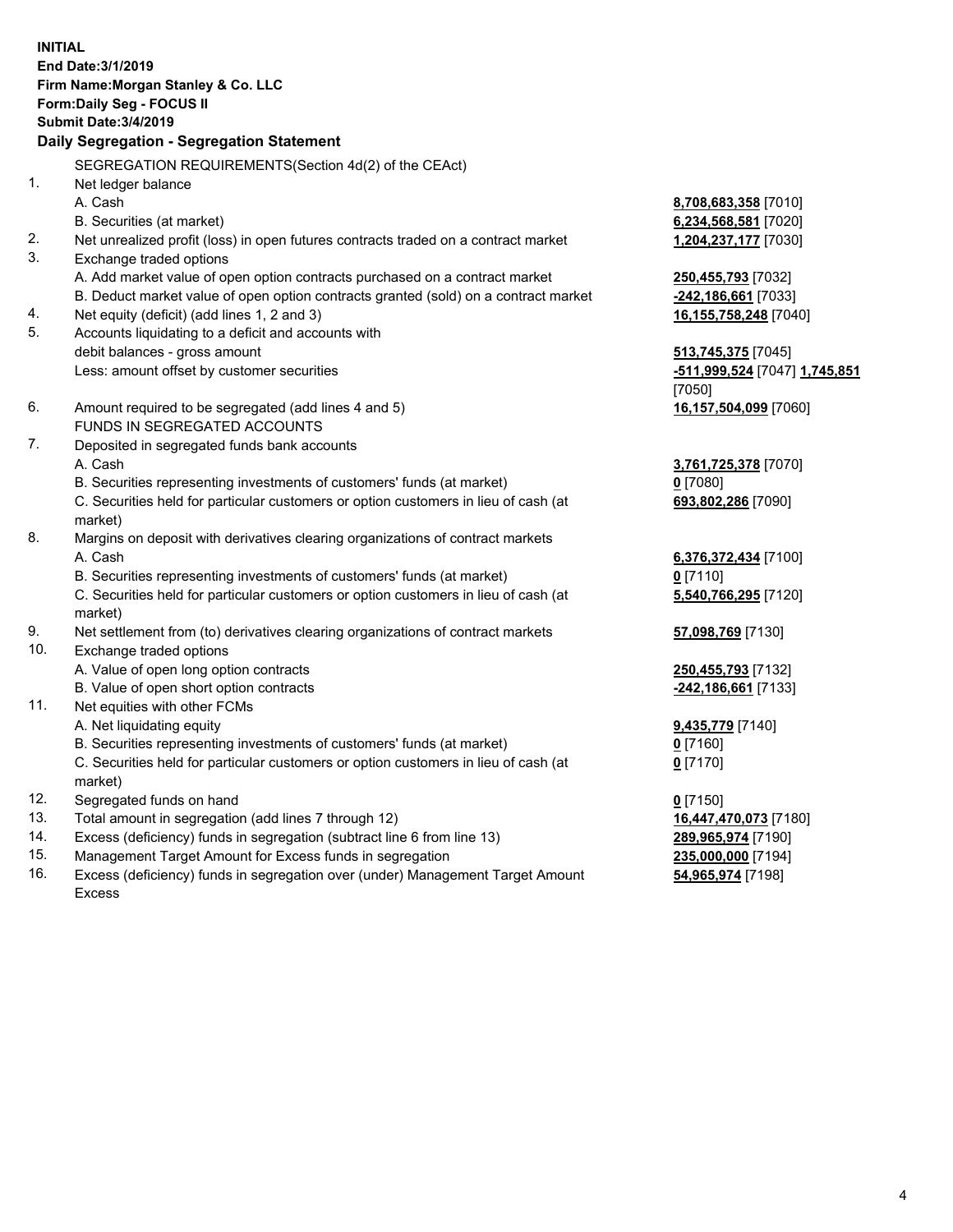**INITIAL**
**End Date:3/1/2019**
**Firm Name:Morgan Stanley & Co. LLC**
**Form:Daily Seg - FOCUS II**
**Submit Date:3/4/2019**

**Daily Segregation - Segregation Statement**

| | SEGREGATION REQUIREMENTS(Section 4d(2) of the CEAct) | |
|---|---|---|
| 1. | Net ledger balance | |
| | A. Cash | **8,708,683,358** [7010] |
| | B. Securities (at market) | **6,234,568,581** [7020] |
| 2. | Net unrealized profit (loss) in open futures contracts traded on a contract market | **1,204,237,177** [7030] |
| 3. | Exchange traded options | |
| | A. Add market value of open option contracts purchased on a contract market | **250,455,793** [7032] |
| | B. Deduct market value of open option contracts granted (sold) on a contract market | **-242,186,661** [7033] |
| 4. | Net equity (deficit) (add lines 1, 2 and 3) | **16,155,758,248** [7040] |
| 5. | Accounts liquidating to a deficit and accounts with debit balances - gross amount | **513,745,375** [7045] |
| | Less: amount offset by customer securities | **-511,999,524** [7047] **1,745,851** [7050] |
| 6. | Amount required to be segregated (add lines 4 and 5) | **16,157,504,099** [7060] |
| | FUNDS IN SEGREGATED ACCOUNTS | |
| 7. | Deposited in segregated funds bank accounts | |
| | A. Cash | **3,761,725,378** [7070] |
| | B. Securities representing investments of customers' funds (at market) | **0** [7080] |
| | C. Securities held for particular customers or option customers in lieu of cash (at market) | **693,802,286** [7090] |
| 8. | Margins on deposit with derivatives clearing organizations of contract markets | |
| | A. Cash | **6,376,372,434** [7100] |
| | B. Securities representing investments of customers' funds (at market) | **0** [7110] |
| | C. Securities held for particular customers or option customers in lieu of cash (at market) | **5,540,766,295** [7120] |
| 9. | Net settlement from (to) derivatives clearing organizations of contract markets | **57,098,769** [7130] |
| 10. | Exchange traded options | |
| | A. Value of open long option contracts | **250,455,793** [7132] |
| | B. Value of open short option contracts | **-242,186,661** [7133] |
| 11. | Net equities with other FCMs | |
| | A. Net liquidating equity | **9,435,779** [7140] |
| | B. Securities representing investments of customers' funds (at market) | **0** [7160] |
| | C. Securities held for particular customers or option customers in lieu of cash (at market) | **0** [7170] |
| 12. | Segregated funds on hand | **0** [7150] |
| 13. | Total amount in segregation (add lines 7 through 12) | **16,447,470,073** [7180] |
| 14. | Excess (deficiency) funds in segregation (subtract line 6 from line 13) | **289,965,974** [7190] |
| 15. | Management Target Amount for Excess funds in segregation | **235,000,000** [7194] |
| 16. | Excess (deficiency) funds in segregation over (under) Management Target Amount Excess | **54,965,974** [7198] |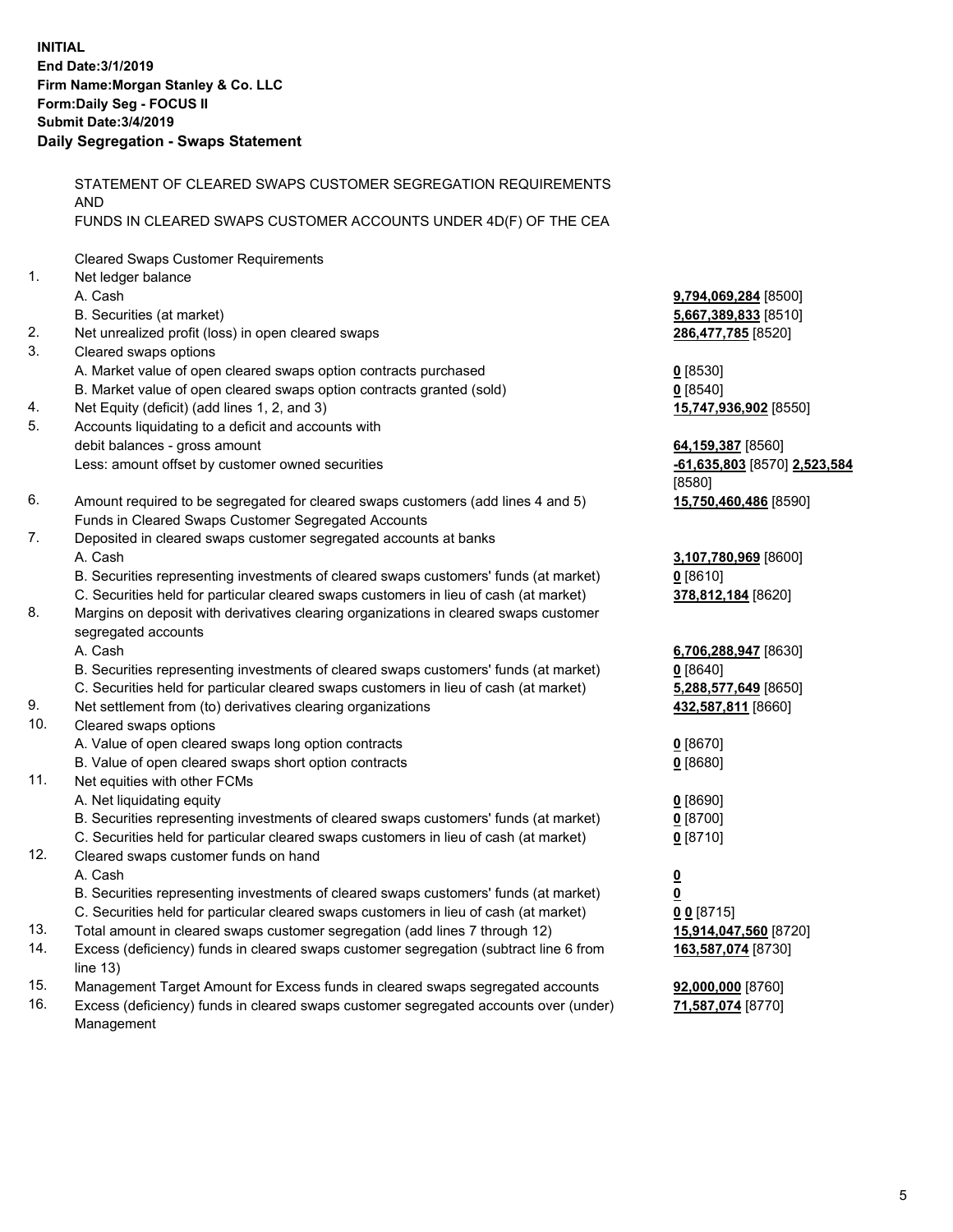**INITIAL**
**End Date:3/1/2019**
**Firm Name:Morgan Stanley & Co. LLC**
**Form:Daily Seg - FOCUS II**
**Submit Date:3/4/2019**
**Daily Segregation - Swaps Statement**

STATEMENT OF CLEARED SWAPS CUSTOMER SEGREGATION REQUIREMENTS AND FUNDS IN CLEARED SWAPS CUSTOMER ACCOUNTS UNDER 4D(F) OF THE CEA

| | | |
|---|---|---|
| | Cleared Swaps Customer Requirements | |
| 1. | Net ledger balance | |
| | A. Cash | **9,794,069,284** [8500] |
| | B. Securities (at market) | **5,667,389,833** [8510] |
| 2. | Net unrealized profit (loss) in open cleared swaps | **286,477,785** [8520] |
| 3. | Cleared swaps options | |
| | A. Market value of open cleared swaps option contracts purchased | **0** [8530] |
| | B. Market value of open cleared swaps option contracts granted (sold) | **0** [8540] |
| 4. | Net Equity (deficit) (add lines 1, 2, and 3) | **15,747,936,902** [8550] |
| 5. | Accounts liquidating to a deficit and accounts with debit balances - gross amount | **64,159,387** [8560] |
| | Less: amount offset by customer owned securities | **-61,635,803** [8570] **2,523,584** [8580] |
| 6. | Amount required to be segregated for cleared swaps customers (add lines 4 and 5) | **15,750,460,486** [8590] |
| | Funds in Cleared Swaps Customer Segregated Accounts | |
| 7. | Deposited in cleared swaps customer segregated accounts at banks | |
| | A. Cash | **3,107,780,969** [8600] |
| | B. Securities representing investments of cleared swaps customers' funds (at market) | **0** [8610] |
| | C. Securities held for particular cleared swaps customers in lieu of cash (at market) | **378,812,184** [8620] |
| 8. | Margins on deposit with derivatives clearing organizations in cleared swaps customer segregated accounts | |
| | A. Cash | **6,706,288,947** [8630] |
| | B. Securities representing investments of cleared swaps customers' funds (at market) | **0** [8640] |
| | C. Securities held for particular cleared swaps customers in lieu of cash (at market) | **5,288,577,649** [8650] |
| 9. | Net settlement from (to) derivatives clearing organizations | **432,587,811** [8660] |
| 10. | Cleared swaps options | |
| | A. Value of open cleared swaps long option contracts | **0** [8670] |
| | B. Value of open cleared swaps short option contracts | **0** [8680] |
| 11. | Net equities with other FCMs | |
| | A. Net liquidating equity | **0** [8690] |
| | B. Securities representing investments of cleared swaps customers' funds (at market) | **0** [8700] |
| | C. Securities held for particular cleared swaps customers in lieu of cash (at market) | **0** [8710] |
| 12. | Cleared swaps customer funds on hand | |
| | A. Cash | **0** |
| | B. Securities representing investments of cleared swaps customers' funds (at market) | **0** |
| | C. Securities held for particular cleared swaps customers in lieu of cash (at market) | **0** **0** [8715] |
| 13. | Total amount in cleared swaps customer segregation (add lines 7 through 12) | **15,914,047,560** [8720] |
| 14. | Excess (deficiency) funds in cleared swaps customer segregation (subtract line 6 from line 13) | **163,587,074** [8730] |
| 15. | Management Target Amount for Excess funds in cleared swaps segregated accounts | **92,000,000** [8760] |
| 16. | Excess (deficiency) funds in cleared swaps customer segregated accounts over (under) Management | **71,587,074** [8770] |